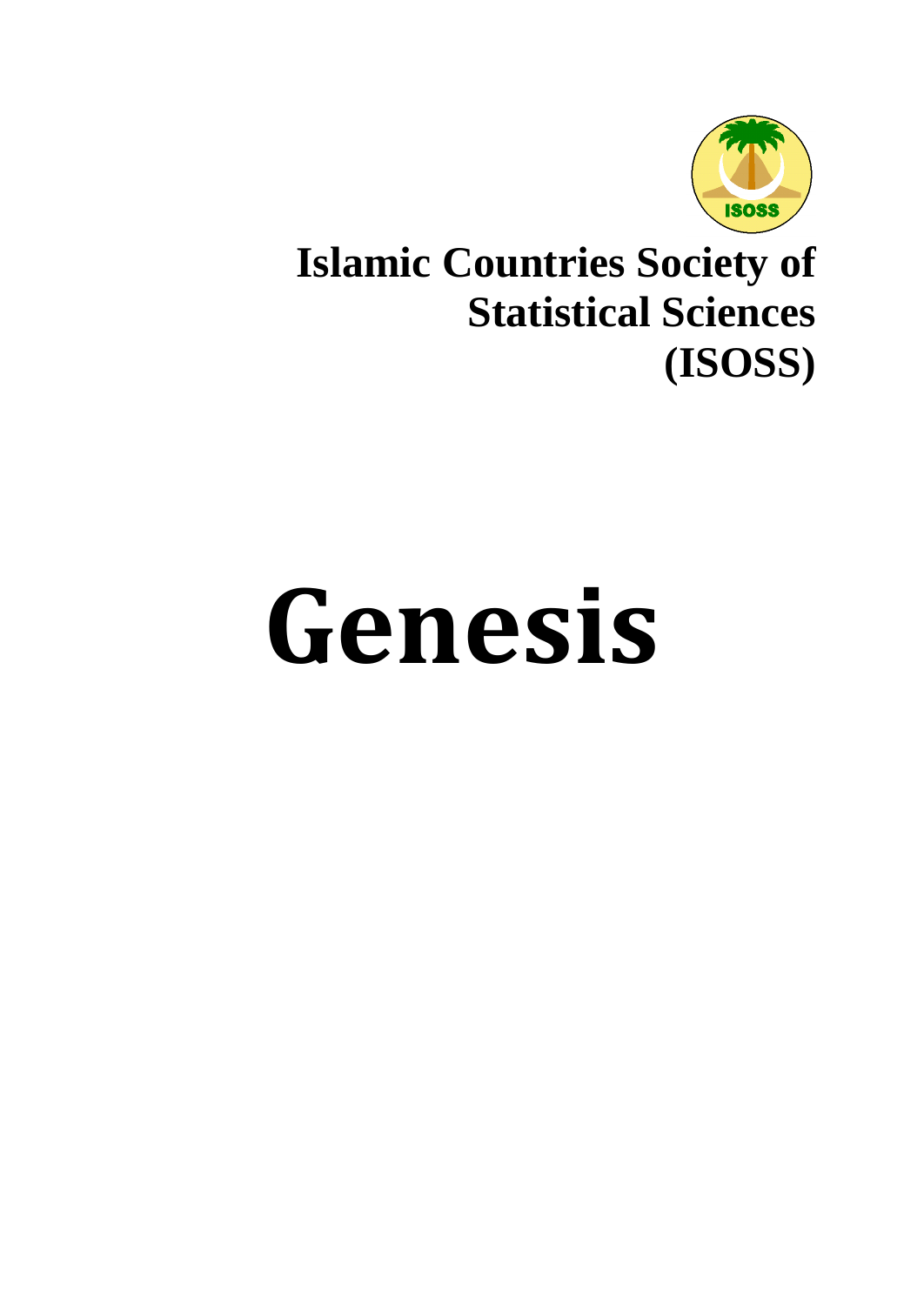**Islamic Countries Society of Statistical Sciences (ISOSS)**

# Genesis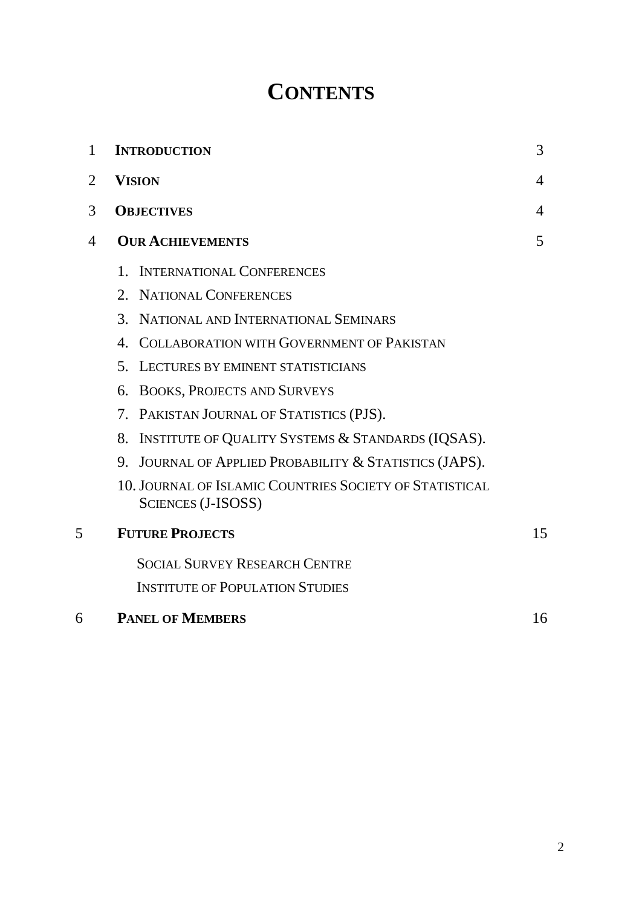# CONTENTS

| | | |
|---|---|---|
| 1 | **INTRODUCTION** | 3 |
| 2 | **VISION** | 4 |
| 3 | **OBJECTIVES** | 4 |
| 4 | **OUR ACHIEVEMENTS** | 5 |
| | 1. INTERNATIONAL CONFERENCES | |
| | 2. NATIONAL CONFERENCES | |
| | 3. NATIONAL AND INTERNATIONAL SEMINARS | |
| | 4. COLLABORATION WITH GOVERNMENT OF PAKISTAN | |
| | 5. LECTURES BY EMINENT STATISTICIANS | |
| | 6. BOOKS, PROJECTS AND SURVEYS | |
| | 7. PAKISTAN JOURNAL OF STATISTICS (PJS). | |
| | 8. INSTITUTE OF QUALITY SYSTEMS & STANDARDS (IQSAS). | |
| | 9. JOURNAL OF APPLIED PROBABILITY & STATISTICS (JAPS). | |
| | 10. JOURNAL OF ISLAMIC COUNTRIES SOCIETY OF STATISTICAL SCIENCES (J-ISOSS) | |
| 5 | **FUTURE PROJECTS** | 15 |
| | SOCIAL SURVEY RESEARCH CENTRE | |
| | INSTITUTE OF POPULATION STUDIES | |
| 6 | **PANEL OF MEMBERS** | 16 |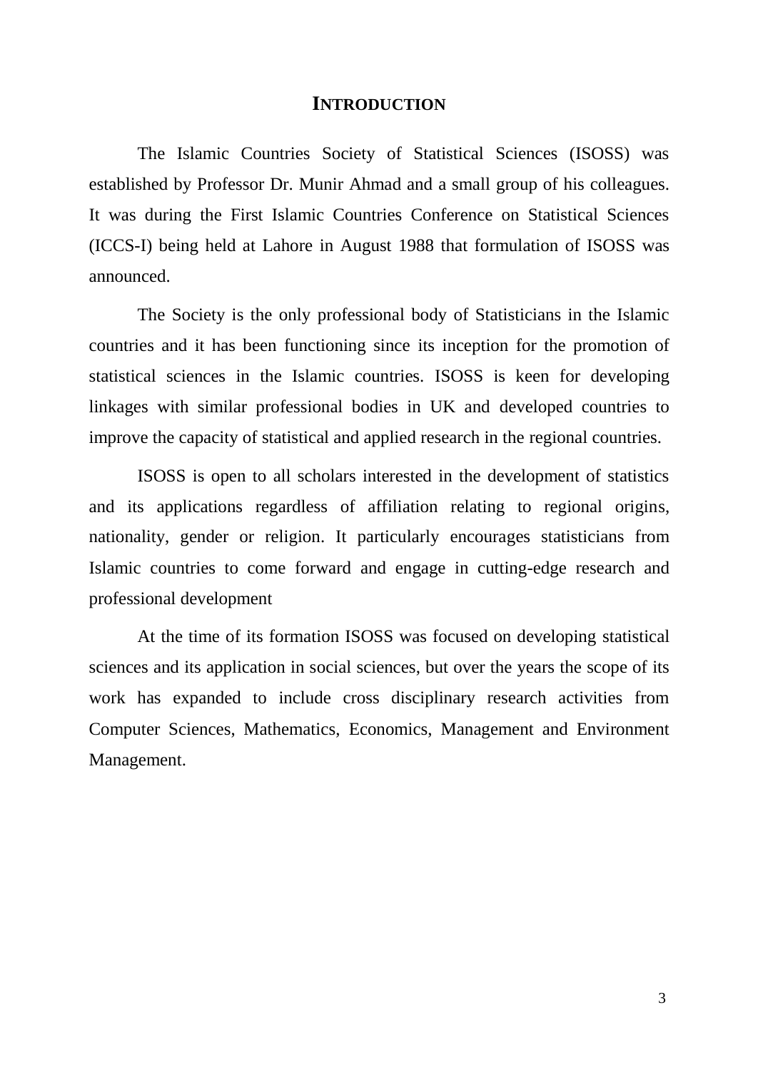# INTRODUCTION

The Islamic Countries Society of Statistical Sciences (ISOSS) was established by Professor Dr. Munir Ahmad and a small group of his colleagues. It was during the First Islamic Countries Conference on Statistical Sciences (ICCS-I) being held at Lahore in August 1988 that formulation of ISOSS was announced.

The Society is the only professional body of Statisticians in the Islamic countries and it has been functioning since its inception for the promotion of statistical sciences in the Islamic countries. ISOSS is keen for developing linkages with similar professional bodies in UK and developed countries to improve the capacity of statistical and applied research in the regional countries.

ISOSS is open to all scholars interested in the development of statistics and its applications regardless of affiliation relating to regional origins, nationality, gender or religion. It particularly encourages statisticians from Islamic countries to come forward and engage in cutting-edge research and professional development

At the time of its formation ISOSS was focused on developing statistical sciences and its application in social sciences, but over the years the scope of its work has expanded to include cross disciplinary research activities from Computer Sciences, Mathematics, Economics, Management and Environment Management.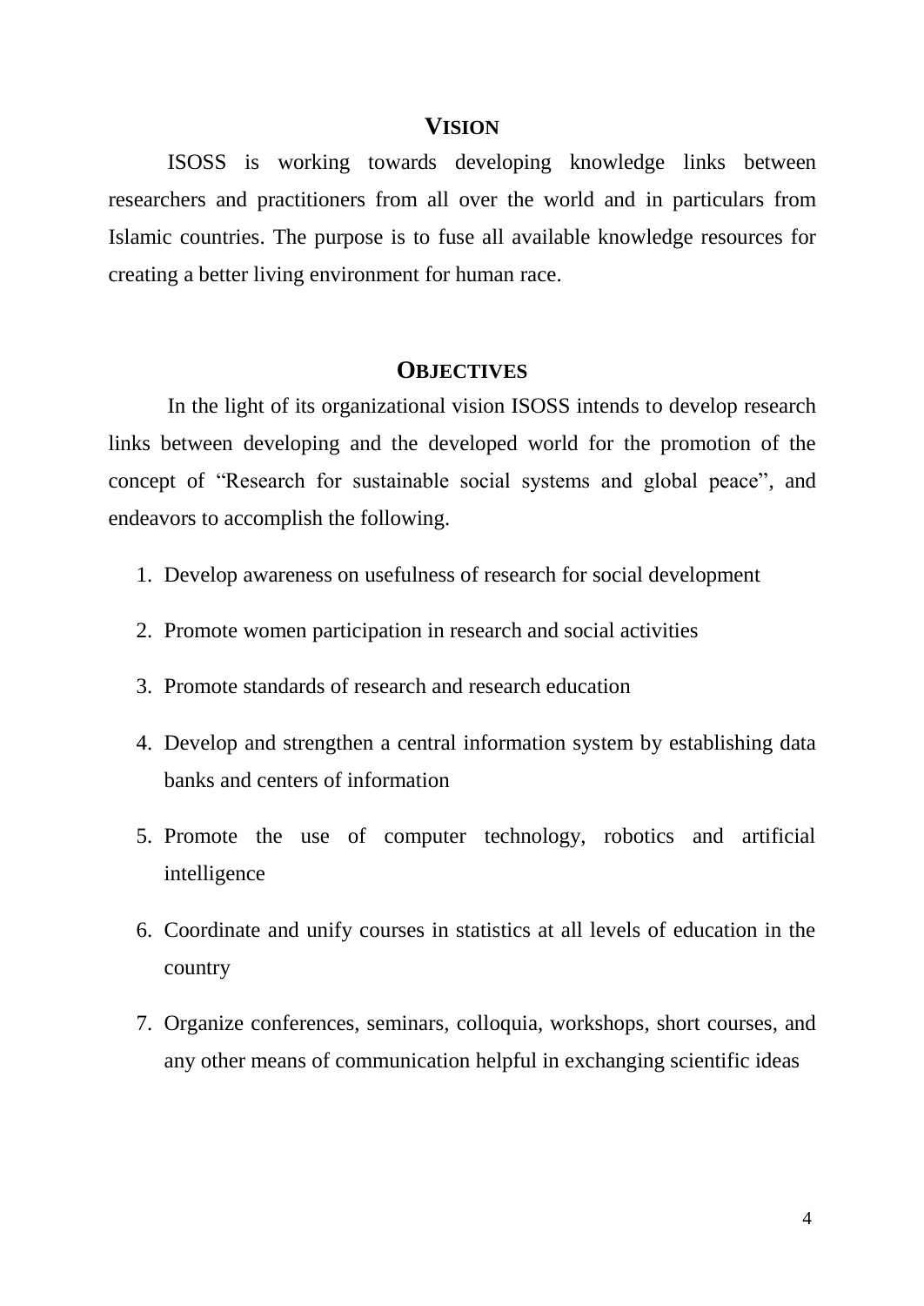## VISION

ISOSS is working towards developing knowledge links between researchers and practitioners from all over the world and in particulars from Islamic countries. The purpose is to fuse all available knowledge resources for creating a better living environment for human race.

## OBJECTIVES

In the light of its organizational vision ISOSS intends to develop research links between developing and the developed world for the promotion of the concept of "Research for sustainable social systems and global peace", and endeavors to accomplish the following.

1. Develop awareness on usefulness of research for social development
2. Promote women participation in research and social activities
3. Promote standards of research and research education
4. Develop and strengthen a central information system by establishing data banks and centers of information
5. Promote the use of computer technology, robotics and artificial intelligence
6. Coordinate and unify courses in statistics at all levels of education in the country
7. Organize conferences, seminars, colloquia, workshops, short courses, and any other means of communication helpful in exchanging scientific ideas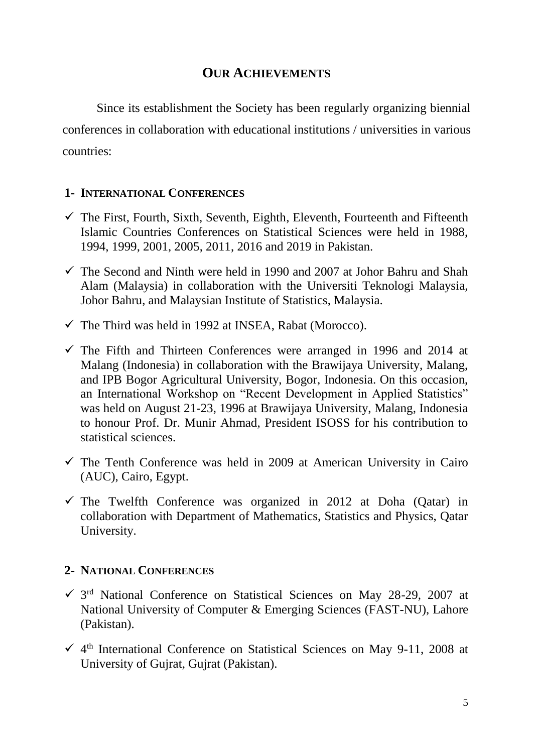## Our Achievements

Since its establishment the Society has been regularly organizing biennial conferences in collaboration with educational institutions / universities in various countries:

### 1- International Conferences

- ✓ The First, Fourth, Sixth, Seventh, Eighth, Eleventh, Fourteenth and Fifteenth Islamic Countries Conferences on Statistical Sciences were held in 1988, 1994, 1999, 2001, 2005, 2011, 2016 and 2019 in Pakistan.
- ✓ The Second and Ninth were held in 1990 and 2007 at Johor Bahru and Shah Alam (Malaysia) in collaboration with the Universiti Teknologi Malaysia, Johor Bahru, and Malaysian Institute of Statistics, Malaysia.
- ✓ The Third was held in 1992 at INSEA, Rabat (Morocco).
- ✓ The Fifth and Thirteen Conferences were arranged in 1996 and 2014 at Malang (Indonesia) in collaboration with the Brawijaya University, Malang, and IPB Bogor Agricultural University, Bogor, Indonesia. On this occasion, an International Workshop on "Recent Development in Applied Statistics" was held on August 21-23, 1996 at Brawijaya University, Malang, Indonesia to honour Prof. Dr. Munir Ahmad, President ISOSS for his contribution to statistical sciences.
- ✓ The Tenth Conference was held in 2009 at American University in Cairo (AUC), Cairo, Egypt.
- ✓ The Twelfth Conference was organized in 2012 at Doha (Qatar) in collaboration with Department of Mathematics, Statistics and Physics, Qatar University.

### 2- National Conferences

- ✓ 3rd National Conference on Statistical Sciences on May 28-29, 2007 at National University of Computer & Emerging Sciences (FAST-NU), Lahore (Pakistan).
- ✓ 4th International Conference on Statistical Sciences on May 9-11, 2008 at University of Gujrat, Gujrat (Pakistan).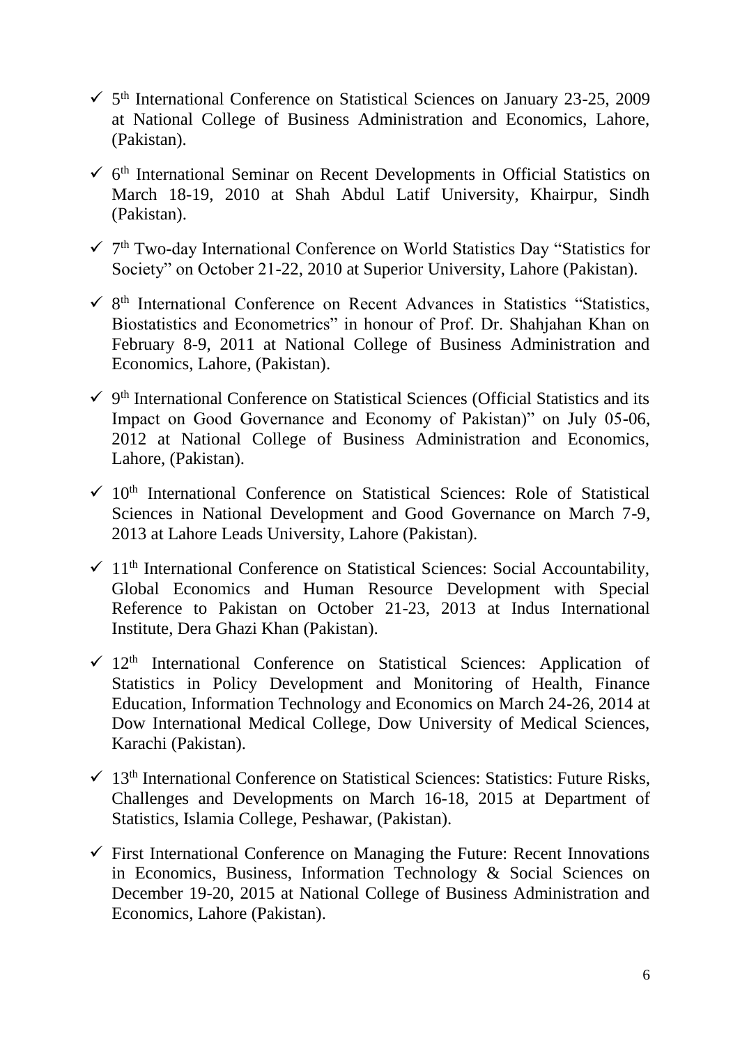- ✓ 5th International Conference on Statistical Sciences on January 23-25, 2009 at National College of Business Administration and Economics, Lahore, (Pakistan).
- ✓ 6th International Seminar on Recent Developments in Official Statistics on March 18-19, 2010 at Shah Abdul Latif University, Khairpur, Sindh (Pakistan).
- ✓ 7th Two-day International Conference on World Statistics Day "Statistics for Society" on October 21-22, 2010 at Superior University, Lahore (Pakistan).
- ✓ 8th International Conference on Recent Advances in Statistics "Statistics, Biostatistics and Econometrics" in honour of Prof. Dr. Shahjahan Khan on February 8-9, 2011 at National College of Business Administration and Economics, Lahore, (Pakistan).
- ✓ 9th International Conference on Statistical Sciences (Official Statistics and its Impact on Good Governance and Economy of Pakistan)" on July 05-06, 2012 at National College of Business Administration and Economics, Lahore, (Pakistan).
- ✓ 10th International Conference on Statistical Sciences: Role of Statistical Sciences in National Development and Good Governance on March 7-9, 2013 at Lahore Leads University, Lahore (Pakistan).
- ✓ 11th International Conference on Statistical Sciences: Social Accountability, Global Economics and Human Resource Development with Special Reference to Pakistan on October 21-23, 2013 at Indus International Institute, Dera Ghazi Khan (Pakistan).
- ✓ 12th International Conference on Statistical Sciences: Application of Statistics in Policy Development and Monitoring of Health, Finance Education, Information Technology and Economics on March 24-26, 2014 at Dow International Medical College, Dow University of Medical Sciences, Karachi (Pakistan).
- ✓ 13th International Conference on Statistical Sciences: Statistics: Future Risks, Challenges and Developments on March 16-18, 2015 at Department of Statistics, Islamia College, Peshawar, (Pakistan).
- ✓ First International Conference on Managing the Future: Recent Innovations in Economics, Business, Information Technology & Social Sciences on December 19-20, 2015 at National College of Business Administration and Economics, Lahore (Pakistan).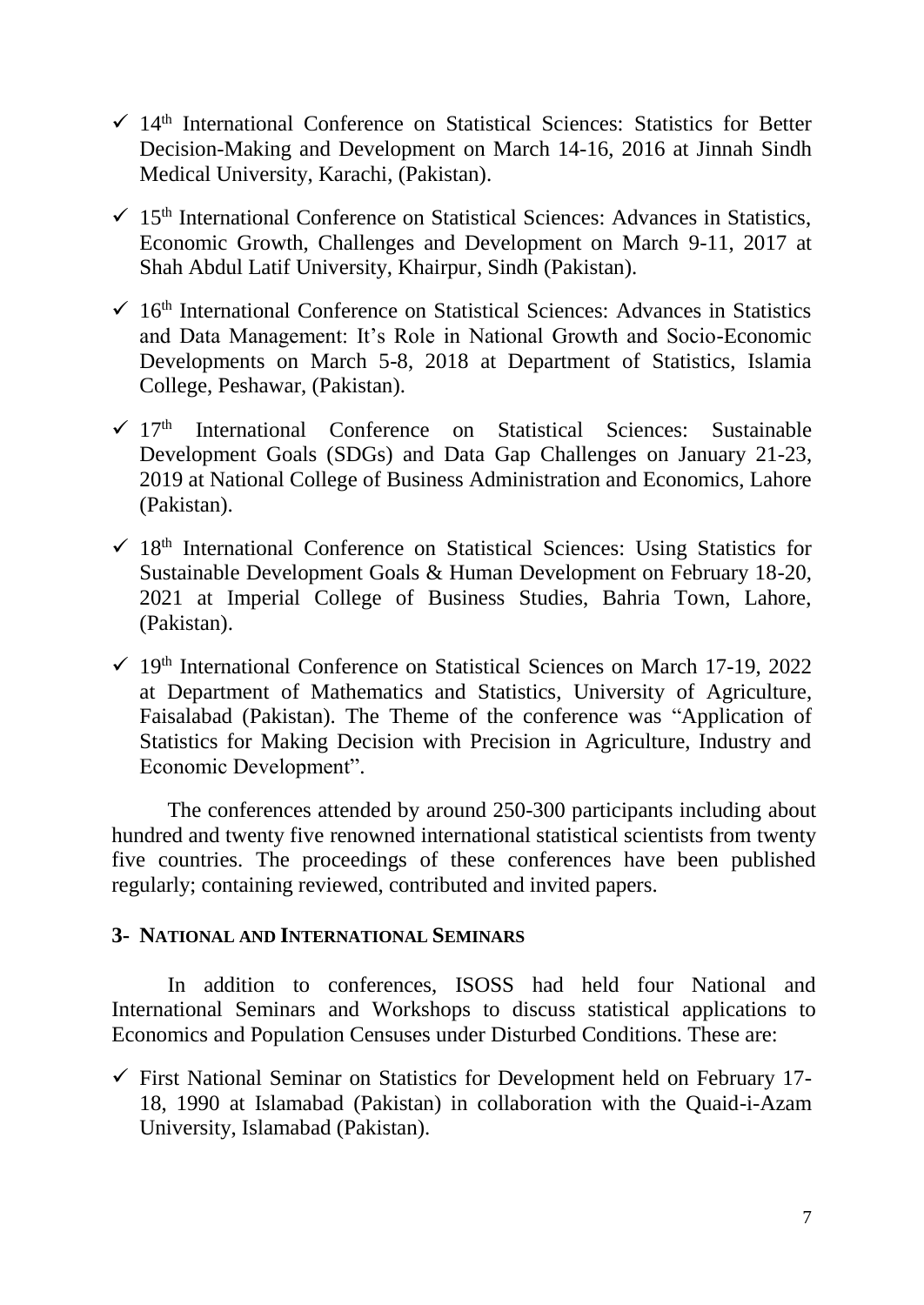- ✓ 14th International Conference on Statistical Sciences: Statistics for Better Decision-Making and Development on March 14-16, 2016 at Jinnah Sindh Medical University, Karachi, (Pakistan).

- ✓ 15th International Conference on Statistical Sciences: Advances in Statistics, Economic Growth, Challenges and Development on March 9-11, 2017 at Shah Abdul Latif University, Khairpur, Sindh (Pakistan).

- ✓ 16th International Conference on Statistical Sciences: Advances in Statistics and Data Management: It's Role in National Growth and Socio-Economic Developments on March 5-8, 2018 at Department of Statistics, Islamia College, Peshawar, (Pakistan).

- ✓ 17th International Conference on Statistical Sciences: Sustainable Development Goals (SDGs) and Data Gap Challenges on January 21-23, 2019 at National College of Business Administration and Economics, Lahore (Pakistan).

- ✓ 18th International Conference on Statistical Sciences: Using Statistics for Sustainable Development Goals & Human Development on February 18-20, 2021 at Imperial College of Business Studies, Bahria Town, Lahore, (Pakistan).

- ✓ 19th International Conference on Statistical Sciences on March 17-19, 2022 at Department of Mathematics and Statistics, University of Agriculture, Faisalabad (Pakistan). The Theme of the conference was "Application of Statistics for Making Decision with Precision in Agriculture, Industry and Economic Development".

The conferences attended by around 250-300 participants including about hundred and twenty five renowned international statistical scientists from twenty five countries. The proceedings of these conferences have been published regularly; containing reviewed, contributed and invited papers.

### 3- National and International Seminars

In addition to conferences, ISOSS had held four National and International Seminars and Workshops to discuss statistical applications to Economics and Population Censuses under Disturbed Conditions. These are:

- ✓ First National Seminar on Statistics for Development held on February 17-18, 1990 at Islamabad (Pakistan) in collaboration with the Quaid-i-Azam University, Islamabad (Pakistan).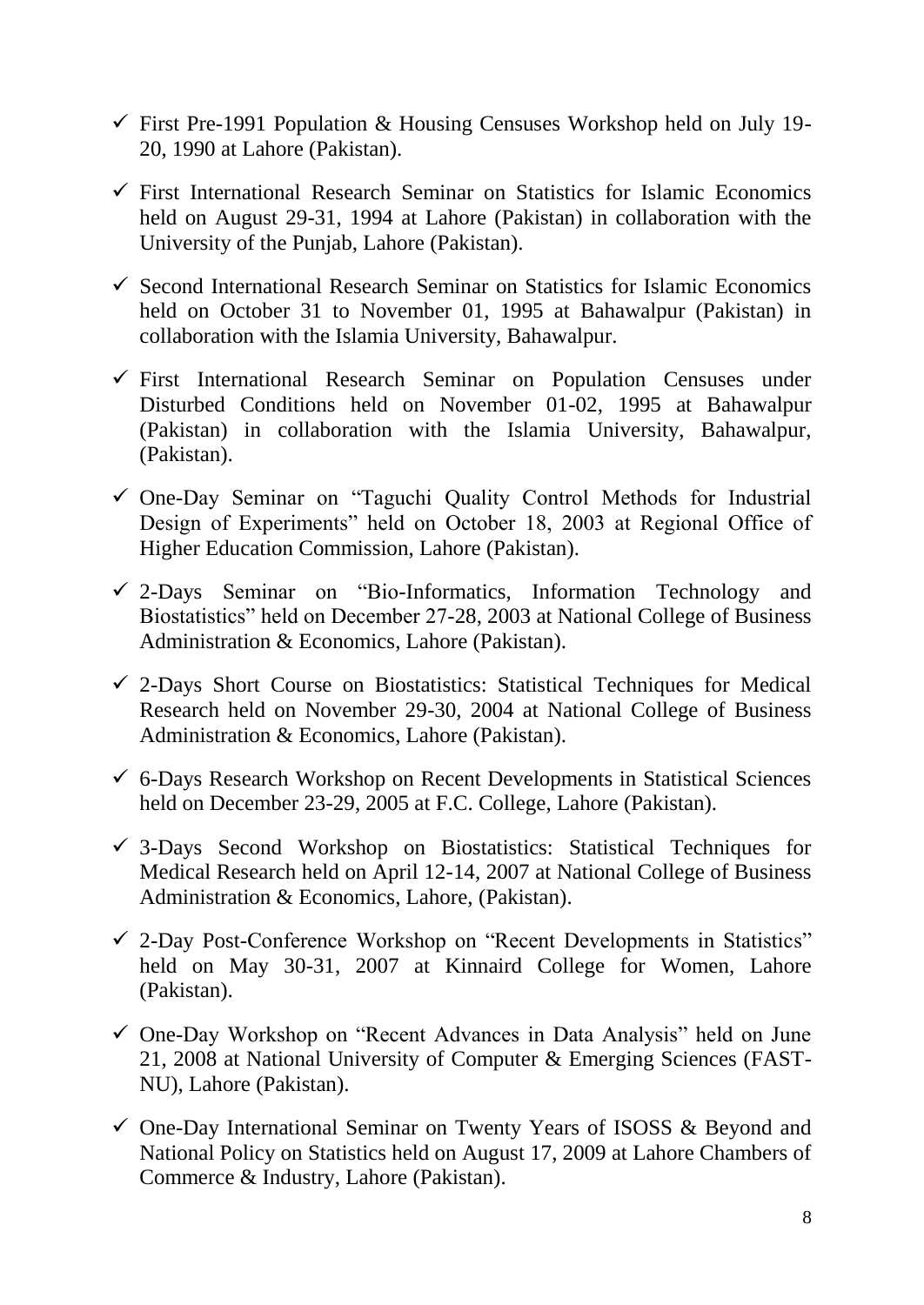- ✓ First Pre-1991 Population & Housing Censuses Workshop held on July 19-20, 1990 at Lahore (Pakistan).
- ✓ First International Research Seminar on Statistics for Islamic Economics held on August 29-31, 1994 at Lahore (Pakistan) in collaboration with the University of the Punjab, Lahore (Pakistan).
- ✓ Second International Research Seminar on Statistics for Islamic Economics held on October 31 to November 01, 1995 at Bahawalpur (Pakistan) in collaboration with the Islamia University, Bahawalpur.
- ✓ First International Research Seminar on Population Censuses under Disturbed Conditions held on November 01-02, 1995 at Bahawalpur (Pakistan) in collaboration with the Islamia University, Bahawalpur, (Pakistan).
- ✓ One-Day Seminar on "Taguchi Quality Control Methods for Industrial Design of Experiments" held on October 18, 2003 at Regional Office of Higher Education Commission, Lahore (Pakistan).
- ✓ 2-Days Seminar on "Bio-Informatics, Information Technology and Biostatistics" held on December 27-28, 2003 at National College of Business Administration & Economics, Lahore (Pakistan).
- ✓ 2-Days Short Course on Biostatistics: Statistical Techniques for Medical Research held on November 29-30, 2004 at National College of Business Administration & Economics, Lahore (Pakistan).
- ✓ 6-Days Research Workshop on Recent Developments in Statistical Sciences held on December 23-29, 2005 at F.C. College, Lahore (Pakistan).
- ✓ 3-Days Second Workshop on Biostatistics: Statistical Techniques for Medical Research held on April 12-14, 2007 at National College of Business Administration & Economics, Lahore, (Pakistan).
- ✓ 2-Day Post-Conference Workshop on "Recent Developments in Statistics" held on May 30-31, 2007 at Kinnaird College for Women, Lahore (Pakistan).
- ✓ One-Day Workshop on "Recent Advances in Data Analysis" held on June 21, 2008 at National University of Computer & Emerging Sciences (FAST-NU), Lahore (Pakistan).
- ✓ One-Day International Seminar on Twenty Years of ISOSS & Beyond and National Policy on Statistics held on August 17, 2009 at Lahore Chambers of Commerce & Industry, Lahore (Pakistan).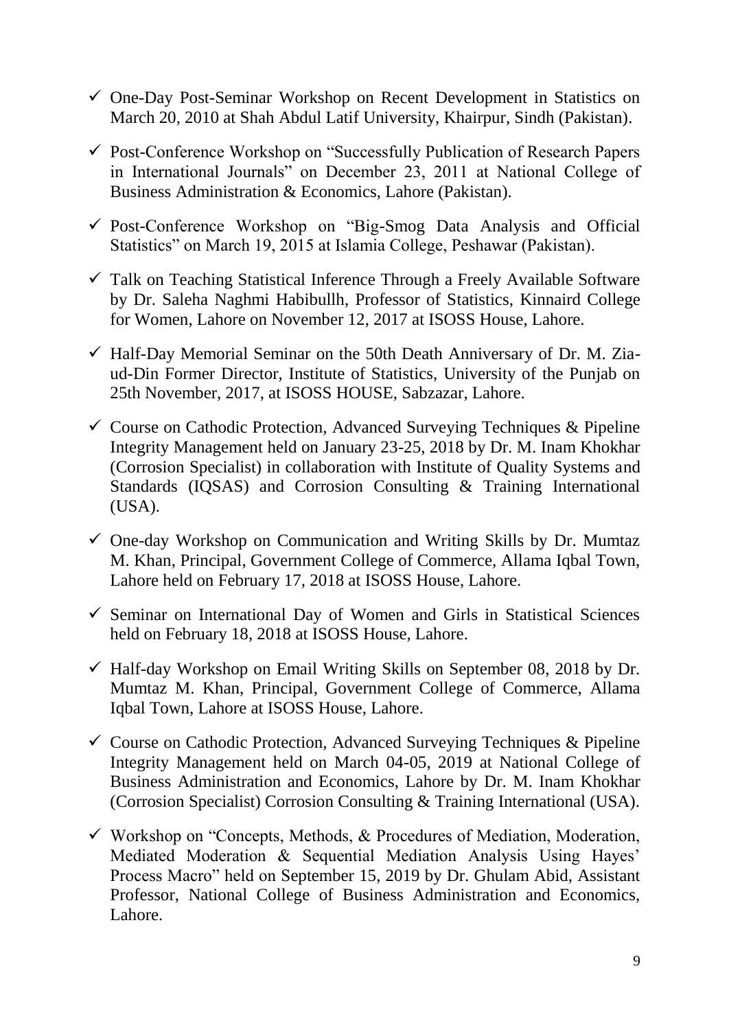- ✓ One-Day Post-Seminar Workshop on Recent Development in Statistics on March 20, 2010 at Shah Abdul Latif University, Khairpur, Sindh (Pakistan).
- ✓ Post-Conference Workshop on "Successfully Publication of Research Papers in International Journals" on December 23, 2011 at National College of Business Administration & Economics, Lahore (Pakistan).
- ✓ Post-Conference Workshop on "Big-Smog Data Analysis and Official Statistics" on March 19, 2015 at Islamia College, Peshawar (Pakistan).
- ✓ Talk on Teaching Statistical Inference Through a Freely Available Software by Dr. Saleha Naghmi Habibullh, Professor of Statistics, Kinnaird College for Women, Lahore on November 12, 2017 at ISOSS House, Lahore.
- ✓ Half-Day Memorial Seminar on the 50th Death Anniversary of Dr. M. Zia-ud-Din Former Director, Institute of Statistics, University of the Punjab on 25th November, 2017, at ISOSS HOUSE, Sabzazar, Lahore.
- ✓ Course on Cathodic Protection, Advanced Surveying Techniques & Pipeline Integrity Management held on January 23-25, 2018 by Dr. M. Inam Khokhar (Corrosion Specialist) in collaboration with Institute of Quality Systems and Standards (IQSAS) and Corrosion Consulting & Training International (USA).
- ✓ One-day Workshop on Communication and Writing Skills by Dr. Mumtaz M. Khan, Principal, Government College of Commerce, Allama Iqbal Town, Lahore held on February 17, 2018 at ISOSS House, Lahore.
- ✓ Seminar on International Day of Women and Girls in Statistical Sciences held on February 18, 2018 at ISOSS House, Lahore.
- ✓ Half-day Workshop on Email Writing Skills on September 08, 2018 by Dr. Mumtaz M. Khan, Principal, Government College of Commerce, Allama Iqbal Town, Lahore at ISOSS House, Lahore.
- ✓ Course on Cathodic Protection, Advanced Surveying Techniques & Pipeline Integrity Management held on March 04-05, 2019 at National College of Business Administration and Economics, Lahore by Dr. M. Inam Khokhar (Corrosion Specialist) Corrosion Consulting & Training International (USA).
- ✓ Workshop on "Concepts, Methods, & Procedures of Mediation, Moderation, Mediated Moderation & Sequential Mediation Analysis Using Hayes' Process Macro" held on September 15, 2019 by Dr. Ghulam Abid, Assistant Professor, National College of Business Administration and Economics, Lahore.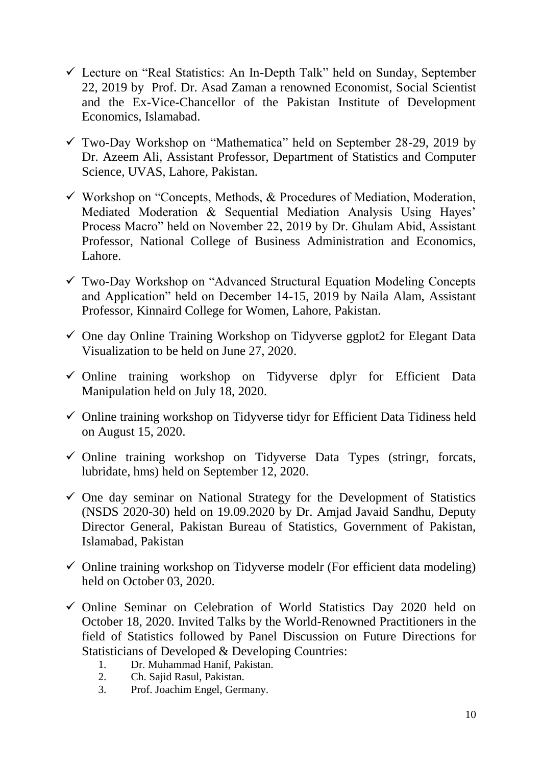- ✓ Lecture on "Real Statistics: An In-Depth Talk" held on Sunday, September 22, 2019 by Prof. Dr. Asad Zaman a renowned Economist, Social Scientist and the Ex-Vice-Chancellor of the Pakistan Institute of Development Economics, Islamabad.
- ✓ Two-Day Workshop on "Mathematica" held on September 28-29, 2019 by Dr. Azeem Ali, Assistant Professor, Department of Statistics and Computer Science, UVAS, Lahore, Pakistan.
- ✓ Workshop on "Concepts, Methods, & Procedures of Mediation, Moderation, Mediated Moderation & Sequential Mediation Analysis Using Hayes' Process Macro" held on November 22, 2019 by Dr. Ghulam Abid, Assistant Professor, National College of Business Administration and Economics, Lahore.
- ✓ Two-Day Workshop on "Advanced Structural Equation Modeling Concepts and Application" held on December 14-15, 2019 by Naila Alam, Assistant Professor, Kinnaird College for Women, Lahore, Pakistan.
- ✓ One day Online Training Workshop on Tidyverse ggplot2 for Elegant Data Visualization to be held on June 27, 2020.
- ✓ Online training workshop on Tidyverse dplyr for Efficient Data Manipulation held on July 18, 2020.
- ✓ Online training workshop on Tidyverse tidyr for Efficient Data Tidiness held on August 15, 2020.
- ✓ Online training workshop on Tidyverse Data Types (stringr, forcats, lubridate, hms) held on September 12, 2020.
- ✓ One day seminar on National Strategy for the Development of Statistics (NSDS 2020-30) held on 19.09.2020 by Dr. Amjad Javaid Sandhu, Deputy Director General, Pakistan Bureau of Statistics, Government of Pakistan, Islamabad, Pakistan
- ✓ Online training workshop on Tidyverse modelr (For efficient data modeling) held on October 03, 2020.
- ✓ Online Seminar on Celebration of World Statistics Day 2020 held on October 18, 2020. Invited Talks by the World-Renowned Practitioners in the field of Statistics followed by Panel Discussion on Future Directions for Statisticians of Developed & Developing Countries:
    1. Dr. Muhammad Hanif, Pakistan.
    2. Ch. Sajid Rasul, Pakistan.
    3. Prof. Joachim Engel, Germany.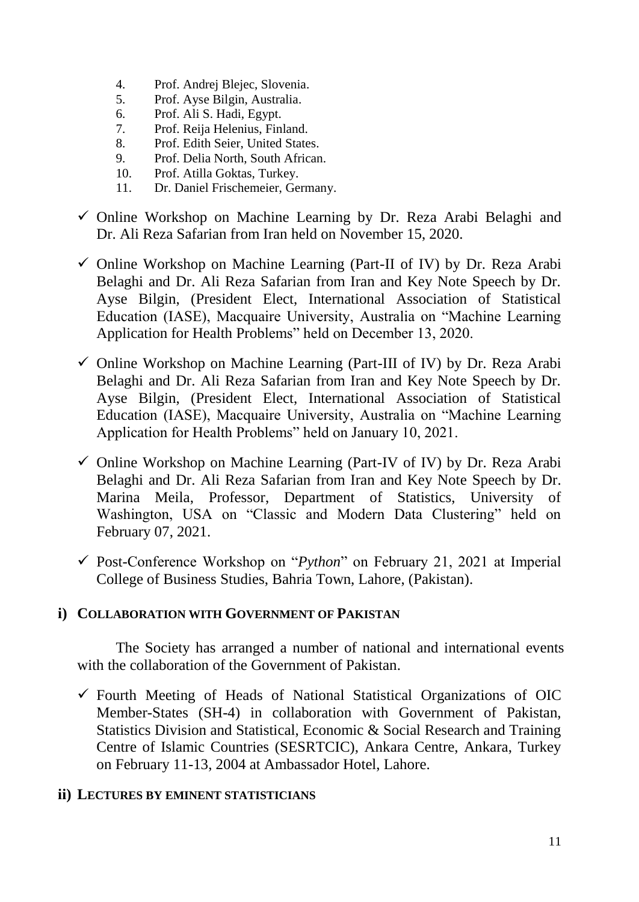4. Prof. Andrej Blejec, Slovenia.
5. Prof. Ayse Bilgin, Australia.
6. Prof. Ali S. Hadi, Egypt.
7. Prof. Reija Helenius, Finland.
8. Prof. Edith Seier, United States.
9. Prof. Delia North, South African.
10. Prof. Atilla Goktas, Turkey.
11. Dr. Daniel Frischemeier, Germany.

- ✓ Online Workshop on Machine Learning by Dr. Reza Arabi Belaghi and Dr. Ali Reza Safarian from Iran held on November 15, 2020.
- ✓ Online Workshop on Machine Learning (Part-II of IV) by Dr. Reza Arabi Belaghi and Dr. Ali Reza Safarian from Iran and Key Note Speech by Dr. Ayse Bilgin, (President Elect, International Association of Statistical Education (IASE), Macquaire University, Australia on "Machine Learning Application for Health Problems" held on December 13, 2020.
- ✓ Online Workshop on Machine Learning (Part-III of IV) by Dr. Reza Arabi Belaghi and Dr. Ali Reza Safarian from Iran and Key Note Speech by Dr. Ayse Bilgin, (President Elect, International Association of Statistical Education (IASE), Macquaire University, Australia on "Machine Learning Application for Health Problems" held on January 10, 2021.
- ✓ Online Workshop on Machine Learning (Part-IV of IV) by Dr. Reza Arabi Belaghi and Dr. Ali Reza Safarian from Iran and Key Note Speech by Dr. Marina Meila, Professor, Department of Statistics, University of Washington, USA on "Classic and Modern Data Clustering" held on February 07, 2021.
- ✓ Post-Conference Workshop on "*Python*" on February 21, 2021 at Imperial College of Business Studies, Bahria Town, Lahore, (Pakistan).

### i) COLLABORATION WITH GOVERNMENT OF PAKISTAN

The Society has arranged a number of national and international events with the collaboration of the Government of Pakistan.

- ✓ Fourth Meeting of Heads of National Statistical Organizations of OIC Member-States (SH-4) in collaboration with Government of Pakistan, Statistics Division and Statistical, Economic & Social Research and Training Centre of Islamic Countries (SESRTCIC), Ankara Centre, Ankara, Turkey on February 11-13, 2004 at Ambassador Hotel, Lahore.

### ii) LECTURES BY EMINENT STATISTICIANS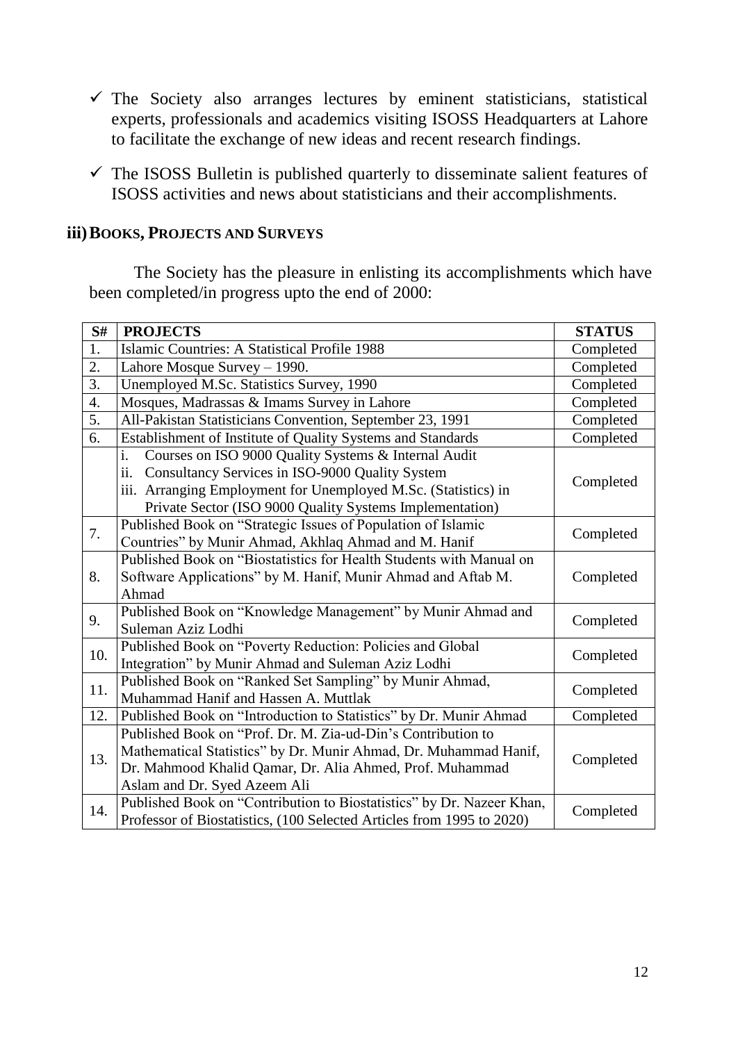- ✓ The Society also arranges lectures by eminent statisticians, statistical experts, professionals and academics visiting ISOSS Headquarters at Lahore to facilitate the exchange of new ideas and recent research findings.
- ✓ The ISOSS Bulletin is published quarterly to disseminate salient features of ISOSS activities and news about statisticians and their accomplishments.

### iii) BOOKS, PROJECTS AND SURVEYS

The Society has the pleasure in enlisting its accomplishments which have been completed/in progress upto the end of 2000:

| S# | PROJECTS | STATUS |
|---|---|---|
| 1. | Islamic Countries: A Statistical Profile 1988 | Completed |
| 2. | Lahore Mosque Survey – 1990. | Completed |
| 3. | Unemployed M.Sc. Statistics Survey, 1990 | Completed |
| 4. | Mosques, Madrassas & Imams Survey in Lahore | Completed |
| 5. | All-Pakistan Statisticians Convention, September 23, 1991 | Completed |
| 6. | Establishment of Institute of Quality Systems and Standards | Completed |
| | i. Courses on ISO 9000 Quality Systems & Internal Audit<br>ii. Consultancy Services in ISO-9000 Quality System<br>iii. Arranging Employment for Unemployed M.Sc. (Statistics) in Private Sector (ISO 9000 Quality Systems Implementation) | Completed |
| 7. | Published Book on "Strategic Issues of Population of Islamic Countries" by Munir Ahmad, Akhlaq Ahmad and M. Hanif | Completed |
| 8. | Published Book on "Biostatistics for Health Students with Manual on Software Applications" by M. Hanif, Munir Ahmad and Aftab M. Ahmad | Completed |
| 9. | Published Book on "Knowledge Management" by Munir Ahmad and Suleman Aziz Lodhi | Completed |
| 10. | Published Book on "Poverty Reduction: Policies and Global Integration" by Munir Ahmad and Suleman Aziz Lodhi | Completed |
| 11. | Published Book on "Ranked Set Sampling" by Munir Ahmad, Muhammad Hanif and Hassen A. Muttlak | Completed |
| 12. | Published Book on "Introduction to Statistics" by Dr. Munir Ahmad | Completed |
| 13. | Published Book on "Prof. Dr. M. Zia-ud-Din's Contribution to Mathematical Statistics" by Dr. Munir Ahmad, Dr. Muhammad Hanif, Dr. Mahmood Khalid Qamar, Dr. Alia Ahmed, Prof. Muhammad Aslam and Dr. Syed Azeem Ali | Completed |
| 14. | Published Book on "Contribution to Biostatistics" by Dr. Nazeer Khan, Professor of Biostatistics, (100 Selected Articles from 1995 to 2020) | Completed |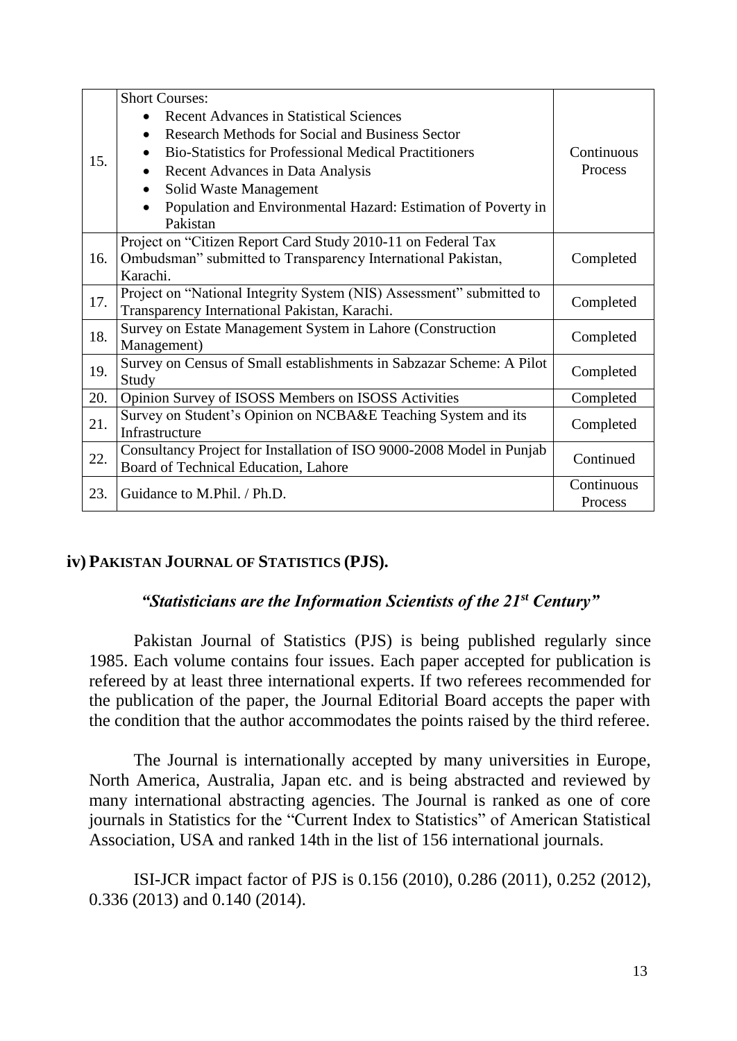| | | |
|---|---|---|
| 15. | Short Courses:<br>• Recent Advances in Statistical Sciences<br>• Research Methods for Social and Business Sector<br>• Bio-Statistics for Professional Medical Practitioners<br>• Recent Advances in Data Analysis<br>• Solid Waste Management<br>• Population and Environmental Hazard: Estimation of Poverty in Pakistan | Continuous Process |
| 16. | Project on "Citizen Report Card Study 2010-11 on Federal Tax Ombudsman" submitted to Transparency International Pakistan, Karachi. | Completed |
| 17. | Project on "National Integrity System (NIS) Assessment" submitted to Transparency International Pakistan, Karachi. | Completed |
| 18. | Survey on Estate Management System in Lahore (Construction Management) | Completed |
| 19. | Survey on Census of Small establishments in Sabzazar Scheme: A Pilot Study | Completed |
| 20. | Opinion Survey of ISOSS Members on ISOSS Activities | Completed |
| 21. | Survey on Student's Opinion on NCBA&E Teaching System and its Infrastructure | Completed |
| 22. | Consultancy Project for Installation of ISO 9000-2008 Model in Punjab Board of Technical Education, Lahore | Continued |
| 23. | Guidance to M.Phil. / Ph.D. | Continuous Process |

## iv) PAKISTAN JOURNAL OF STATISTICS (PJS).

***"Statisticians are the Information Scientists of the 21st Century"***

Pakistan Journal of Statistics (PJS) is being published regularly since 1985. Each volume contains four issues. Each paper accepted for publication is refereed by at least three international experts. If two referees recommended for the publication of the paper, the Journal Editorial Board accepts the paper with the condition that the author accommodates the points raised by the third referee.

The Journal is internationally accepted by many universities in Europe, North America, Australia, Japan etc. and is being abstracted and reviewed by many international abstracting agencies. The Journal is ranked as one of core journals in Statistics for the "Current Index to Statistics" of American Statistical Association, USA and ranked 14th in the list of 156 international journals.

ISI-JCR impact factor of PJS is 0.156 (2010), 0.286 (2011), 0.252 (2012), 0.336 (2013) and 0.140 (2014).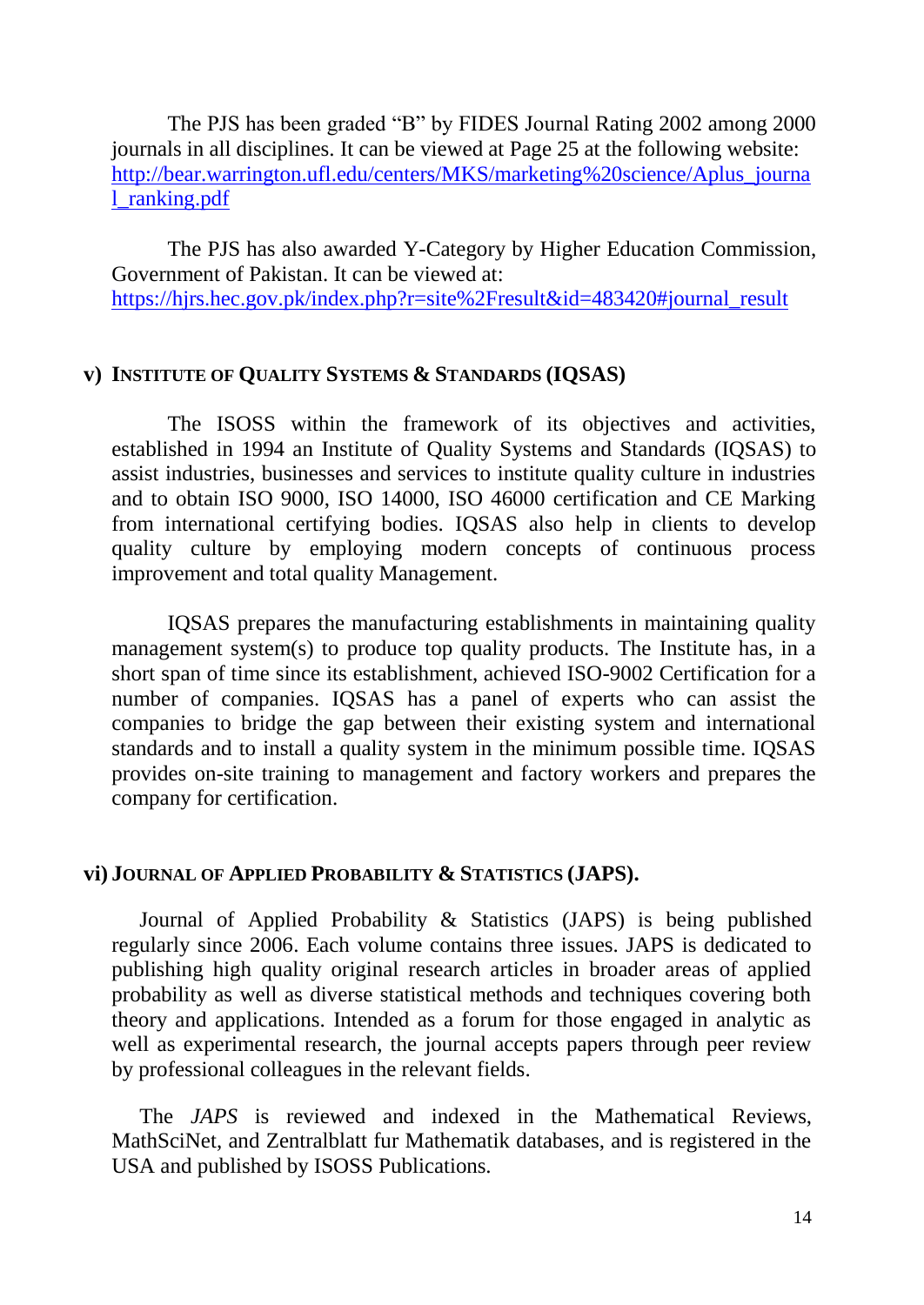The PJS has been graded "B" by FIDES Journal Rating 2002 among 2000 journals in all disciplines. It can be viewed at Page 25 at the following website: http://bear.warrington.ufl.edu/centers/MKS/marketing%20science/Aplus_journal_ranking.pdf

The PJS has also awarded Y-Category by Higher Education Commission, Government of Pakistan. It can be viewed at: https://hjrs.hec.gov.pk/index.php?r=site%2Fresult&id=483420#journal_result

### v) INSTITUTE OF QUALITY SYSTEMS & STANDARDS (IQSAS)

The ISOSS within the framework of its objectives and activities, established in 1994 an Institute of Quality Systems and Standards (IQSAS) to assist industries, businesses and services to institute quality culture in industries and to obtain ISO 9000, ISO 14000, ISO 46000 certification and CE Marking from international certifying bodies. IQSAS also help in clients to develop quality culture by employing modern concepts of continuous process improvement and total quality Management.

IQSAS prepares the manufacturing establishments in maintaining quality management system(s) to produce top quality products. The Institute has, in a short span of time since its establishment, achieved ISO-9002 Certification for a number of companies. IQSAS has a panel of experts who can assist the companies to bridge the gap between their existing system and international standards and to install a quality system in the minimum possible time. IQSAS provides on-site training to management and factory workers and prepares the company for certification.

### vi) JOURNAL OF APPLIED PROBABILITY & STATISTICS (JAPS).

Journal of Applied Probability & Statistics (JAPS) is being published regularly since 2006. Each volume contains three issues. JAPS is dedicated to publishing high quality original research articles in broader areas of applied probability as well as diverse statistical methods and techniques covering both theory and applications. Intended as a forum for those engaged in analytic as well as experimental research, the journal accepts papers through peer review by professional colleagues in the relevant fields.

The *JAPS* is reviewed and indexed in the Mathematical Reviews, MathSciNet, and Zentralblatt fur Mathematik databases, and is registered in the USA and published by ISOSS Publications.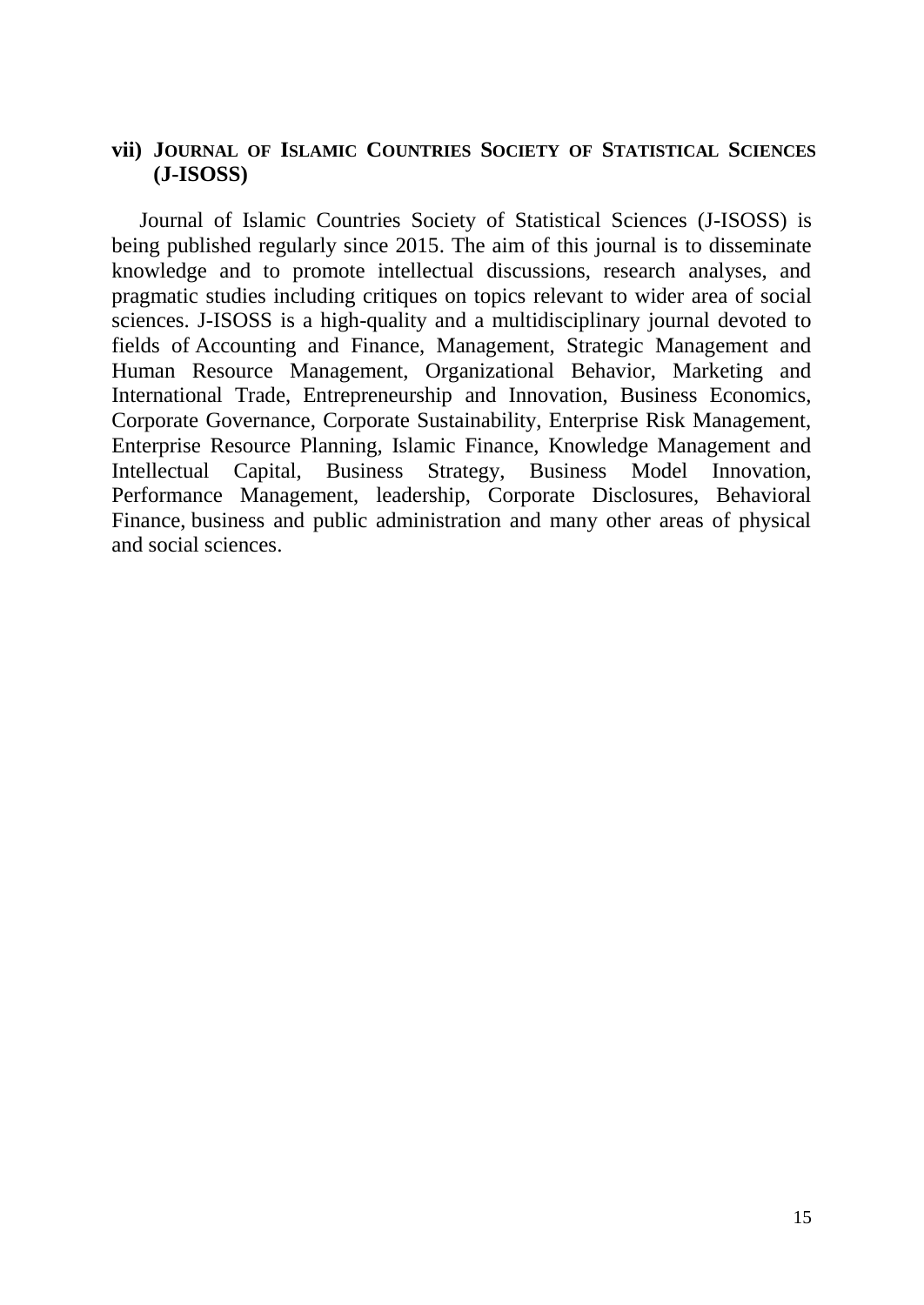### vii) JOURNAL OF ISLAMIC COUNTRIES SOCIETY OF STATISTICAL SCIENCES (J-ISOSS)

Journal of Islamic Countries Society of Statistical Sciences (J-ISOSS) is being published regularly since 2015. The aim of this journal is to disseminate knowledge and to promote intellectual discussions, research analyses, and pragmatic studies including critiques on topics relevant to wider area of social sciences. J-ISOSS is a high-quality and a multidisciplinary journal devoted to fields of Accounting and Finance, Management, Strategic Management and Human Resource Management, Organizational Behavior, Marketing and International Trade, Entrepreneurship and Innovation, Business Economics, Corporate Governance, Corporate Sustainability, Enterprise Risk Management, Enterprise Resource Planning, Islamic Finance, Knowledge Management and Intellectual Capital, Business Strategy, Business Model Innovation, Performance Management, leadership, Corporate Disclosures, Behavioral Finance, business and public administration and many other areas of physical and social sciences.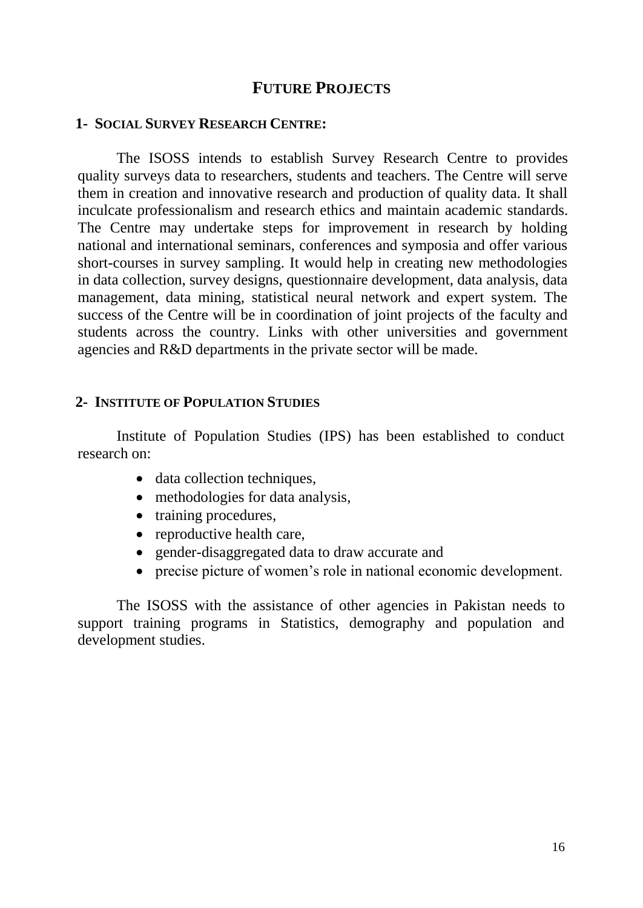# FUTURE PROJECTS

## 1- SOCIAL SURVEY RESEARCH CENTRE:

The ISOSS intends to establish Survey Research Centre to provides quality surveys data to researchers, students and teachers. The Centre will serve them in creation and innovative research and production of quality data. It shall inculcate professionalism and research ethics and maintain academic standards. The Centre may undertake steps for improvement in research by holding national and international seminars, conferences and symposia and offer various short-courses in survey sampling. It would help in creating new methodologies in data collection, survey designs, questionnaire development, data analysis, data management, data mining, statistical neural network and expert system. The success of the Centre will be in coordination of joint projects of the faculty and students across the country. Links with other universities and government agencies and R&D departments in the private sector will be made.

## 2- INSTITUTE OF POPULATION STUDIES

Institute of Population Studies (IPS) has been established to conduct research on:

- data collection techniques,
- methodologies for data analysis,
- training procedures,
- reproductive health care,
- gender-disaggregated data to draw accurate and
- precise picture of women's role in national economic development.

The ISOSS with the assistance of other agencies in Pakistan needs to support training programs in Statistics, demography and population and development studies.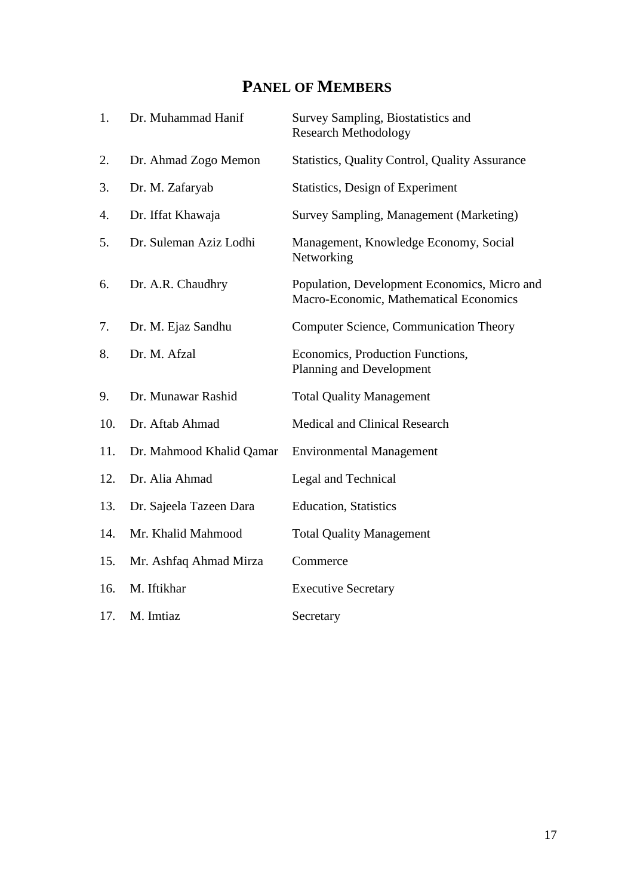## PANEL OF MEMBERS

| | | |
|---|---|---|
| 1. | Dr. Muhammad Hanif | Survey Sampling, Biostatistics and Research Methodology |
| 2. | Dr. Ahmad Zogo Memon | Statistics, Quality Control, Quality Assurance |
| 3. | Dr. M. Zafaryab | Statistics, Design of Experiment |
| 4. | Dr. Iffat Khawaja | Survey Sampling, Management (Marketing) |
| 5. | Dr. Suleman Aziz Lodhi | Management, Knowledge Economy, Social Networking |
| 6. | Dr. A.R. Chaudhry | Population, Development Economics, Micro and Macro-Economic, Mathematical Economics |
| 7. | Dr. M. Ejaz Sandhu | Computer Science, Communication Theory |
| 8. | Dr. M. Afzal | Economics, Production Functions, Planning and Development |
| 9. | Dr. Munawar Rashid | Total Quality Management |
| 10. | Dr. Aftab Ahmad | Medical and Clinical Research |
| 11. | Dr. Mahmood Khalid Qamar | Environmental Management |
| 12. | Dr. Alia Ahmad | Legal and Technical |
| 13. | Dr. Sajeela Tazeen Dara | Education, Statistics |
| 14. | Mr. Khalid Mahmood | Total Quality Management |
| 15. | Mr. Ashfaq Ahmad Mirza | Commerce |
| 16. | M. Iftikhar | Executive Secretary |
| 17. | M. Imtiaz | Secretary |